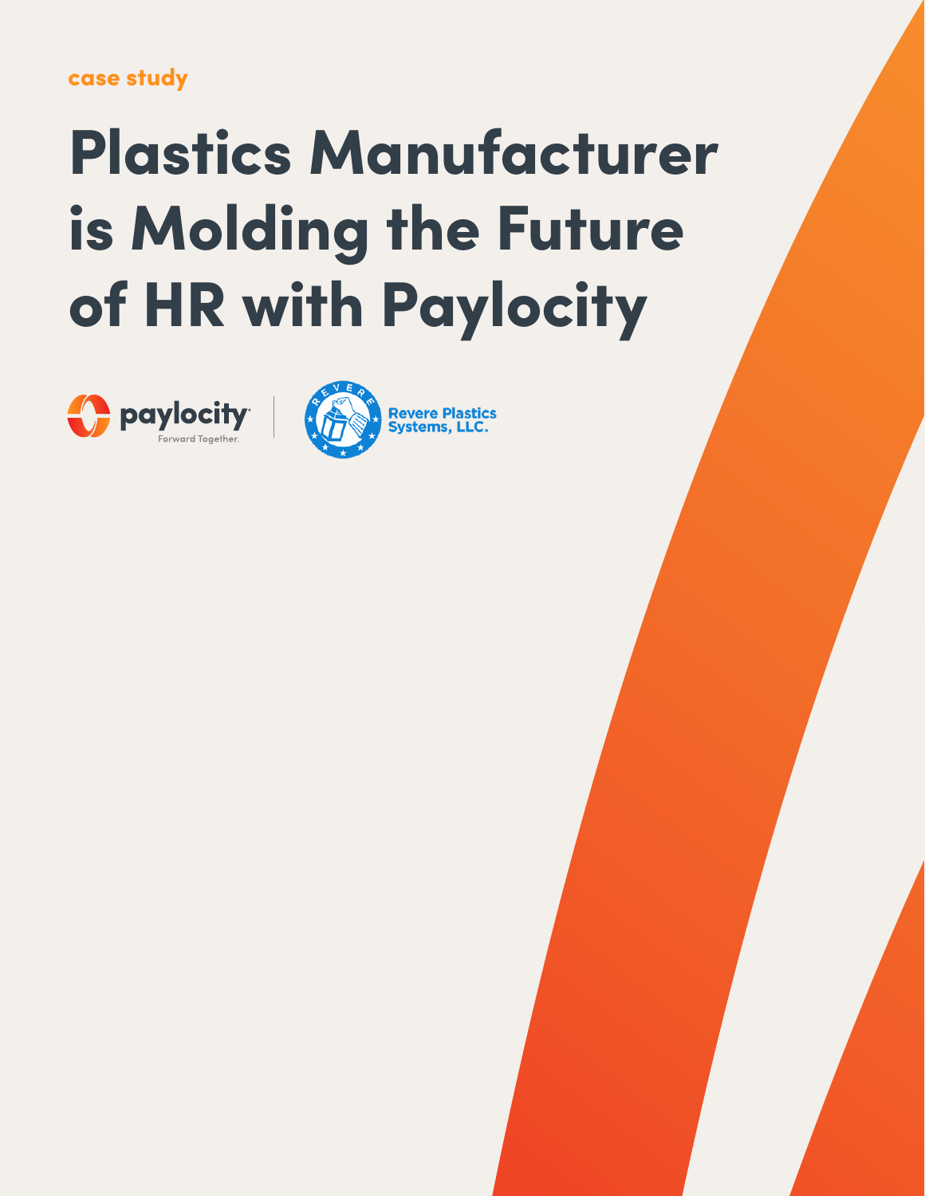case study

# Plastics Manufacturer is Molding the Future of HR with Paylocity

paylocity Forward Together.

Revere Plastics Systems, LLC.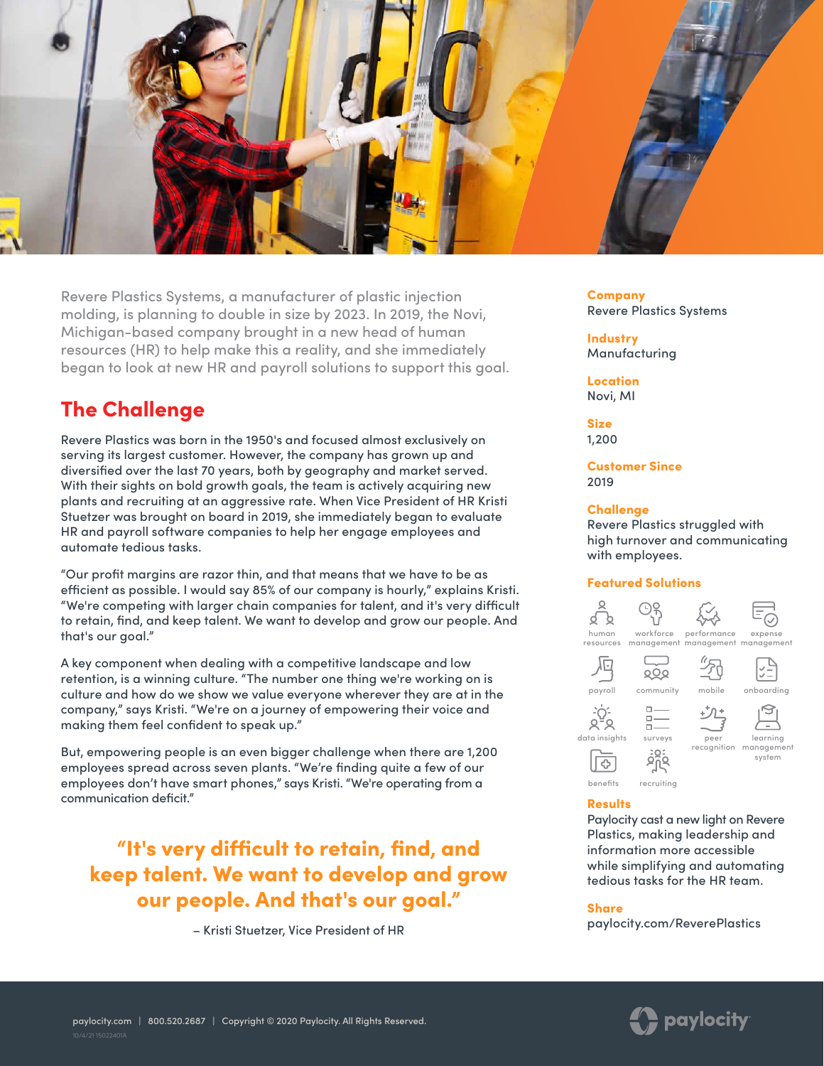Revere Plastics Systems, a manufacturer of plastic injection molding, is planning to double in size by 2023. In 2019, the Novi, Michigan-based company brought in a new head of human resources (HR) to help make this a reality, and she immediately began to look at new HR and payroll solutions to support this goal.

## The Challenge

Revere Plastics was born in the 1950's and focused almost exclusively on serving its largest customer. However, the company has grown up and diversified over the last 70 years, both by geography and market served. With their sights on bold growth goals, the team is actively acquiring new plants and recruiting at an aggressive rate. When Vice President of HR Kristi Stuetzer was brought on board in 2019, she immediately began to evaluate HR and payroll software companies to help her engage employees and automate tedious tasks.

"Our profit margins are razor thin, and that means that we have to be as efficient as possible. I would say 85% of our company is hourly," explains Kristi. "We're competing with larger chain companies for talent, and it's very difficult to retain, find, and keep talent. We want to develop and grow our people. And that's our goal."

A key component when dealing with a competitive landscape and low retention, is a winning culture. "The number one thing we're working on is culture and how do we show we value everyone wherever they are at in the company," says Kristi. "We're on a journey of empowering their voice and making them feel confident to speak up."

But, empowering people is an even bigger challenge when there are 1,200 employees spread across seven plants. "We're finding quite a few of our employees don't have smart phones," says Kristi. "We're operating from a communication deficit."

> **"It's very difficult to retain, find, and keep talent. We want to develop and grow our people. And that's our goal."**
>
> – Kristi Stuetzer, Vice President of HR

**Company**
Revere Plastics Systems

**Industry**
Manufacturing

**Location**
Novi, MI

**Size**
1,200

**Customer Since**
2019

**Challenge**
Revere Plastics struggled with high turnover and communicating with employees.

**Featured Solutions**
- human resources
- workforce management
- performance management
- expense management
- payroll
- community
- mobile
- onboarding
- data insights
- surveys
- peer recognition
- learning management system
- benefits
- recruiting

**Results**
Paylocity cast a new light on Revere Plastics, making leadership and information more accessible while simplifying and automating tedious tasks for the HR team.

**Share**
paylocity.com/召ReverePlastics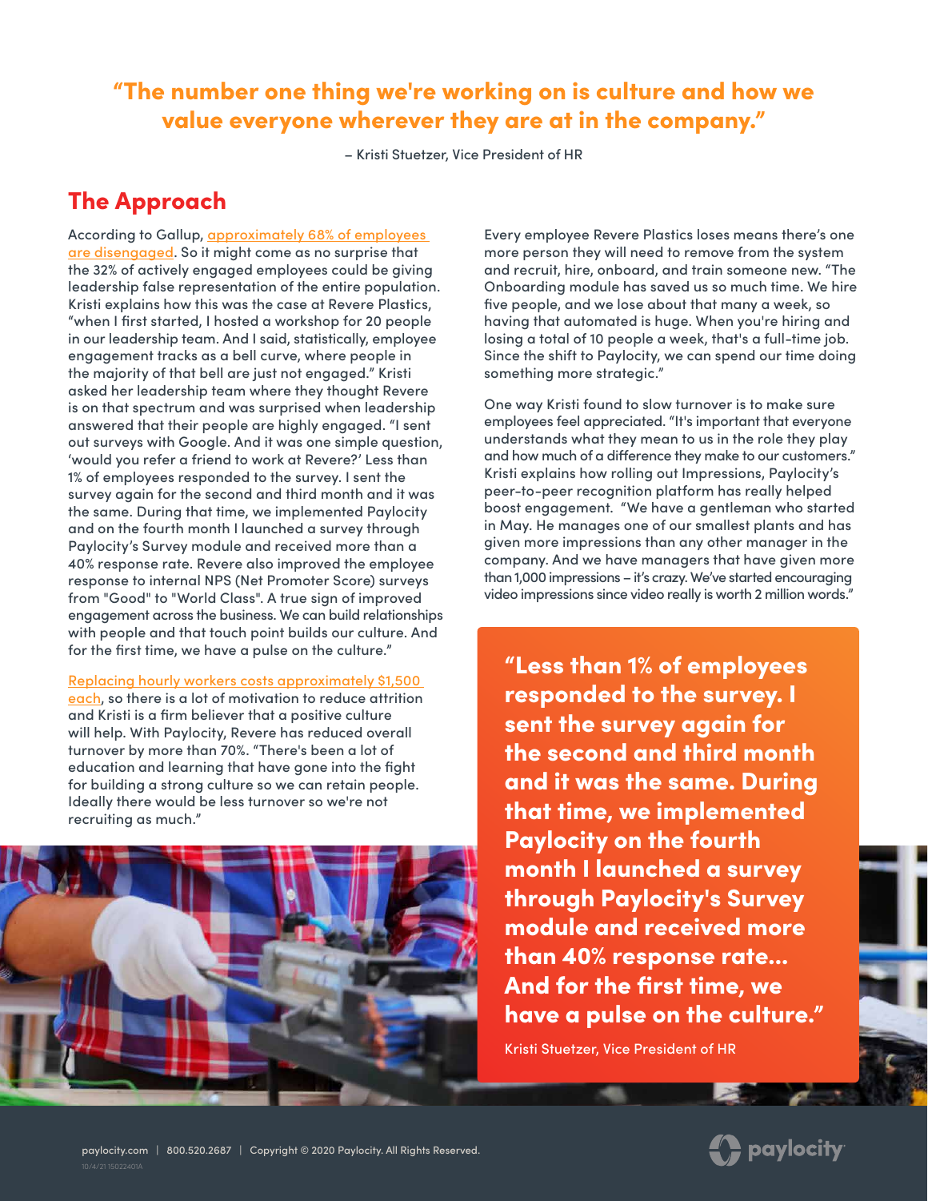> **"The number one thing we're working on is culture and how we value everyone wherever they are at in the company."**
>
> – Kristi Stuetzer, Vice President of HR

## The Approach

According to Gallup, [approximately 68% of employees are disengaged]. So it might come as no surprise that the 32% of actively engaged employees could be giving leadership false representation of the entire population. Kristi explains how this was the case at Revere Plastics, "when I first started, I hosted a workshop for 20 people in our leadership team. And I said, statistically, employee engagement tracks as a bell curve, where people in the majority of that bell are just not engaged." Kristi asked her leadership team where they thought Revere is on that spectrum and was surprised when leadership answered that their people are highly engaged. "I sent out surveys with Google. And it was one simple question, 'would you refer a friend to work at Revere?' Less than 1% of employees responded to the survey. I sent the survey again for the second and third month and it was the same. During that time, we implemented Paylocity and on the fourth month I launched a survey through Paylocity's Survey module and received more than a 40% response rate. Revere also improved the employee response to internal NPS (Net Promoter Score) surveys from "Good" to "World Class". A true sign of improved engagement across the business. We can build relationships with people and that touch point builds our culture. And for the first time, we have a pulse on the culture."

[Replacing hourly workers costs approximately $1,500 each], so there is a lot of motivation to reduce attrition and Kristi is a firm believer that a positive culture will help. With Paylocity, Revere has reduced overall turnover by more than 70%. "There's been a lot of education and learning that have gone into the fight for building a strong culture so we can retain people. Ideally there would be less turnover so we're not recruiting as much."

Every employee Revere Plastics loses means there's one more person they will need to remove from the system and recruit, hire, onboard, and train someone new. "The Onboarding module has saved us so much time. We hire five people, and we lose about that many a week, so having that automated is huge. When you're hiring and losing a total of 10 people a week, that's a full-time job. Since the shift to Paylocity, we can spend our time doing something more strategic."

One way Kristi found to slow turnover is to make sure employees feel appreciated. "It's important that everyone understands what they mean to us in the role they play and how much of a difference they make to our customers." Kristi explains how rolling out Impressions, Paylocity's peer-to-peer recognition platform has really helped boost engagement. "We have a gentleman who started in May. He manages one of our smallest plants and has given more impressions than any other manager in the company. And we have managers that have given more than 1,000 impressions – it's crazy. We've started encouraging video impressions since video really is worth 2 million words."

> **"Less than 1% of employees responded to the survey. I sent the survey again for the second and third month and it was the same. During that time, we implemented Paylocity on the fourth month I launched a survey through Paylocity's Survey module and received more than 40% response rate... And for the first time, we have a pulse on the culture."**
>
> Kristi Stuetzer, Vice President of HR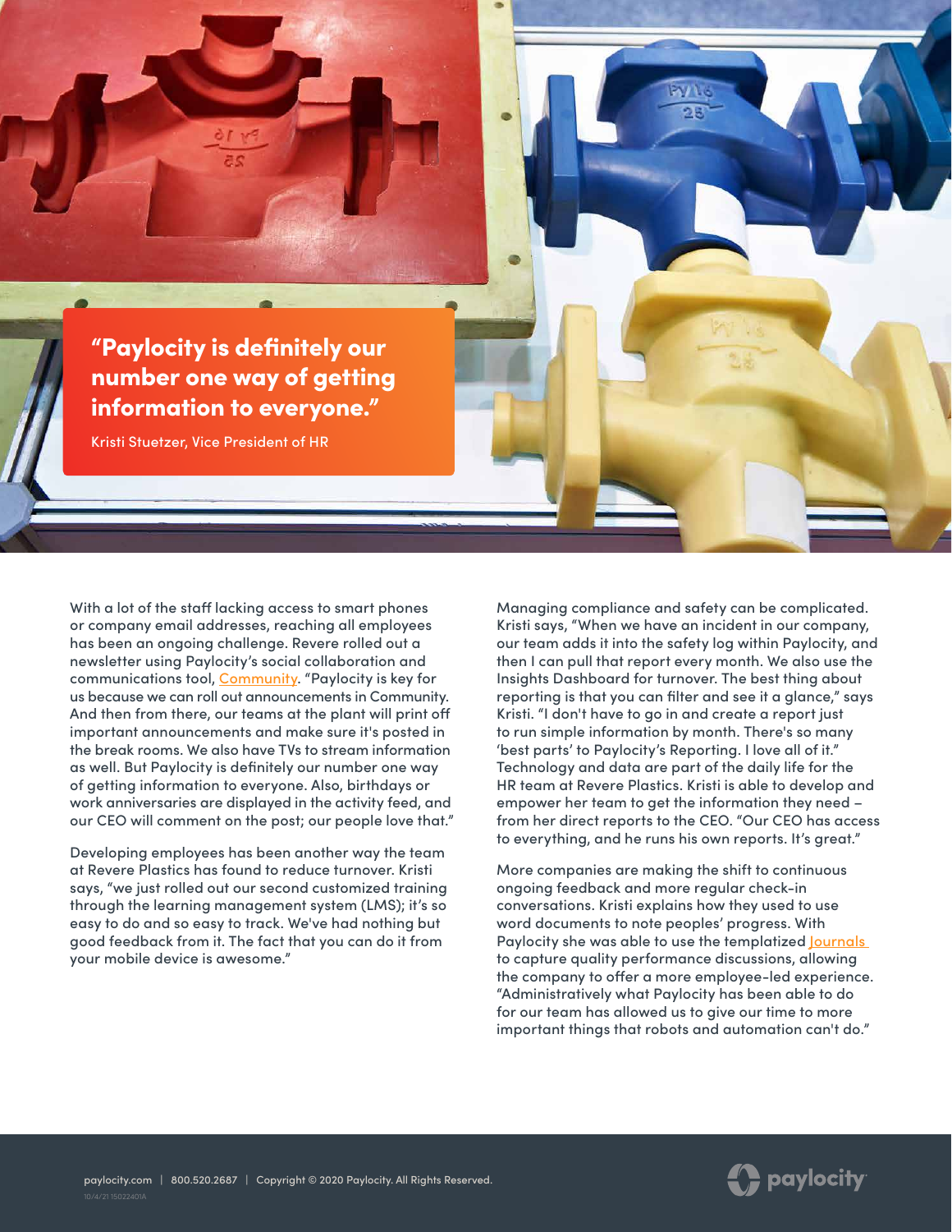> **"Paylocity is definitely our number one way of getting information to everyone."**
>
> Kristi Stuetzer, Vice President of HR

With a lot of the staff lacking access to smart phones or company email addresses, reaching all employees has been an ongoing challenge. Revere rolled out a newsletter using Paylocity's social collaboration and communications tool, Community. "Paylocity is key for us because we can roll out announcements in Community. And then from there, our teams at the plant will print off important announcements and make sure it's posted in the break rooms. We also have TVs to stream information as well. But Paylocity is definitely our number one way of getting information to everyone. Also, birthdays or work anniversaries are displayed in the activity feed, and our CEO will comment on the post; our people love that."

Developing employees has been another way the team at Revere Plastics has found to reduce turnover. Kristi says, "we just rolled out our second customized training through the learning management system (LMS); it's so easy to do and so easy to track. We've had nothing but good feedback from it. The fact that you can do it from your mobile device is awesome."

Managing compliance and safety can be complicated. Kristi says, "When we have an incident in our company, our team adds it into the safety log within Paylocity, and then I can pull that report every month. We also use the Insights Dashboard for turnover. The best thing about reporting is that you can filter and see it a glance," says Kristi. "I don't have to go in and create a report just to run simple information by month. There's so many 'best parts' to Paylocity's Reporting. I love all of it." Technology and data are part of the daily life for the HR team at Revere Plastics. Kristi is able to develop and empower her team to get the information they need – from her direct reports to the CEO. "Our CEO has access to everything, and he runs his own reports. It's great."

More companies are making the shift to continuous ongoing feedback and more regular check-in conversations. Kristi explains how they used to use word documents to note peoples' progress. With Paylocity she was able to use the templatized Journals to capture quality performance discussions, allowing the company to offer a more employee-led experience. "Administratively what Paylocity has been able to do for our team has allowed us to give our time to more important things that robots and automation can't do."

paylocity.com | 800.520.2687 | Copyright © 2020 Paylocity. All Rights Reserved.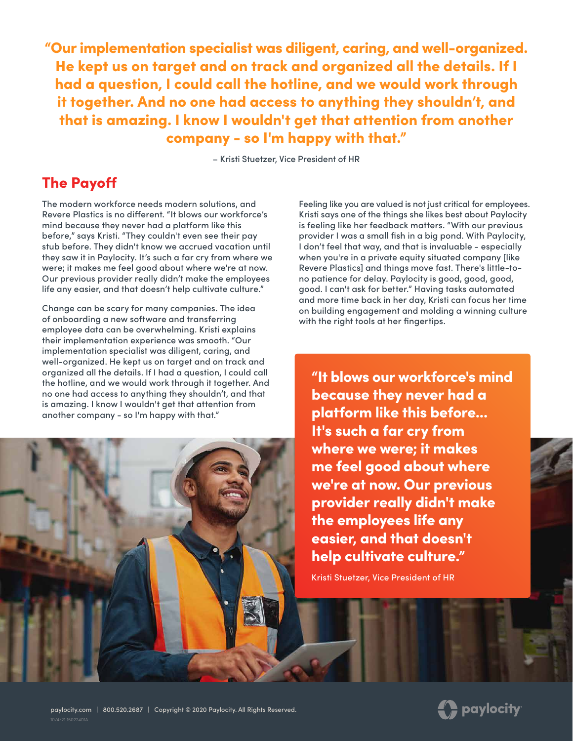> "Our implementation specialist was diligent, caring, and well-organized. He kept us on target and on track and organized all the details. If I had a question, I could call the hotline, and we would work through it together. And no one had access to anything they shouldn't, and that is amazing. I know I wouldn't get that attention from another company - so I'm happy with that."
>
> – Kristi Stuetzer, Vice President of HR

## The Payoff

The modern workforce needs modern solutions, and Revere Plastics is no different. "It blows our workforce's mind because they never had a platform like this before," says Kristi. "They couldn't even see their pay stub before. They didn't know we accrued vacation until they saw it in Paylocity. It's such a far cry from where we were; it makes me feel good about where we're at now. Our previous provider really didn't make the employees life any easier, and that doesn't help cultivate culture."

Change can be scary for many companies. The idea of onboarding a new software and transferring employee data can be overwhelming. Kristi explains their implementation experience was smooth. "Our implementation specialist was diligent, caring, and well-organized. He kept us on target and on track and organized all the details. If I had a question, I could call the hotline, and we would work through it together. And no one had access to anything they shouldn't, and that is amazing. I know I wouldn't get that attention from another company - so I'm happy with that."

Feeling like you are valued is not just critical for employees. Kristi says one of the things she likes best about Paylocity is feeling like her feedback matters. "With our previous provider I was a small fish in a big pond. With Paylocity, I don't feel that way, and that is invaluable - especially when you're in a private equity situated company [like Revere Plastics] and things move fast. There's little-to-no patience for delay. Paylocity is good, good, good, good. I can't ask for better." Having tasks automated and more time back in her day, Kristi can focus her time on building engagement and molding a winning culture with the right tools at her fingertips.

> "It blows our workforce's mind because they never had a platform like this before... It's such a far cry from where we were; it makes me feel good about where we're at now. Our previous provider really didn't make the employees life any easier, and that doesn't help cultivate culture."
>
> Kristi Stuetzer, Vice President of HR

paylocity.com | 800.520.2687 | Copyright © 2020 Paylocity. All Rights Reserved.

10/4/21 IS022401A